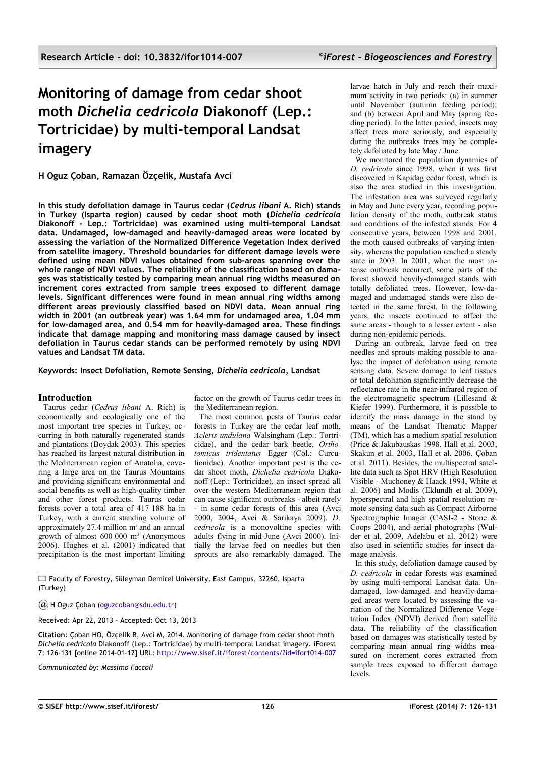# Monitoring of damage from cedar shoot moth *Dichelia cedricola* Diakonoff (Lep.: Tortricidae) by multi-temporal Landsat imagery

**H Oguz Çoban, Ramazan Özçelik, Mustafa Avci**

**In this study defoliation damage in Taurus cedar (*Cedrus libani* A. Rich) stands in Turkey (Isparta region) caused by cedar shoot moth (*Dichelia cedricola* Diakonoff - Lep.: Tortricidae) was examined using multi-temporal Landsat data. Undamaged, low-damaged and heavily-damaged areas were located by assessing the variation of the Normalized Difference Vegetation Index derived from satellite imagery. Threshold boundaries for different damage levels were defined using mean NDVI values obtained from sub-areas spanning over the whole range of NDVI values. The reliability of the classification based on damages was statistically tested by comparing mean annual ring widths measured on increment cores extracted from sample trees exposed to different damage levels. Significant differences were found in mean annual ring widths among different areas previously classified based on NDVI data. Mean annual ring width in 2001 (an outbreak year) was 1.64 mm for undamaged area, 1.04 mm for low-damaged area, and 0.54 mm for heavily-damaged area. These findings indicate that damage mapping and monitoring mass damage caused by insect defoliation in Taurus cedar stands can be performed remotely by using NDVI values and Landsat TM data.**

**Keywords: Insect Defoliation, Remote Sensing, *Dichelia cedricola*, Landsat**

## Introduction

Taurus cedar (*Cedrus libani* A. Rich) is economically and ecologically one of the most important tree species in Turkey, occurring in both naturally regenerated stands and plantations (Boydak 2003). This species has reached its largest natural distribution in the Mediterranean region of Anatolia, covering a large area on the Taurus Mountains and providing significant environmental and social benefits as well as high-quality timber and other forest products. Taurus cedar forests cover a total area of 417 188 ha in Turkey, with a current standing volume of approximately 27.4 million $m^3$ and an annual growth of almost 600 000 $m^3$ (Anonymous 2006). Hughes et al. (2001) indicated that precipitation is the most important limiting factor on the growth of Taurus cedar trees in the Mediterranean region.

The most common pests of Taurus cedar forests in Turkey are the cedar leaf moth, *Acleris undulana* Walsingham (Lep.: Tortricidae), and the cedar bark beetle, *Orthotomicus tridentatus* Egger (Col.: Curculionidae). Another important pest is the cedar shoot moth, *Dichelia cedricola* Diakonoff (Lep.: Tortricidae), an insect spread all over the western Mediterranean region that can cause significant outbreaks - albeit rarely - in some cedar forests of this area (Avci 2000, 2004, Avci & Sarikaya 2009). *D. cedricola* is a monovoltine species with adults flying in mid-June (Avci 2000). Initially the larvae feed on needles but then sprouts are also remarkably damaged. The larvae hatch in July and reach their maximum activity in two periods: (a) in summer until November (autumn feeding period); and (b) between April and May (spring feeding period). In the latter period, insects may affect trees more seriously, and especially during the outbreaks trees may be completely defoliated by late May / June.

We monitored the population dynamics of *D. cedricola* since 1998, when it was first discovered in Kapidag cedar forest, which is also the area studied in this investigation. The infestation area was surveyed regularly in May and June every year, recording population density of the moth, outbreak status and conditions of the infested stands. For 4 consecutive years, between 1998 and 2001, the moth caused outbreaks of varying intensity, whereas the population reached a steady state in 2003. In 2001, when the most intense outbreak occurred, some parts of the forest showed heavily-damaged stands with totally defoliated trees. However, low-damaged and undamaged stands were also detected in the same forest. In the following years, the insects continued to affect the same areas - though to a lesser extent - also during non-epidemic periods.

During an outbreak, larvae feed on tree needles and sprouts making possible to analyse the impact of defoliation using remote sensing data. Severe damage to leaf tissues or total defoliation significantly decrease the reflectance rate in the near-infrared region of the electromagnetic spectrum (Lillesand & Kiefer 1999). Furthermore, it is possible to identify the mass damage in the stand by means of the Landsat Thematic Mapper (TM), which has a medium spatial resolution (Price & Jakubauskas 1998, Hall et al. 2003, Skakun et al. 2003, Hall et al. 2006, Çoban et al. 2011). Besides, the multispectral satellite data such as Spot HRV (High Resolution Visible - Muchoney & Haack 1994, White et al. 2006) and Modis (Eklundh et al. 2009), hyperspectral and high spatial resolution remote sensing data such as Compact Airborne Spectrographic Imager (CASI-2 - Stone & Coops 2004), and aerial photographs (Wulder et al. 2009, Adelabu et al. 2012) were also used in scientific studies for insect damage analysis.

In this study, defoliation damage caused by *D. cedricola* in cedar forests was examined by using multi-temporal Landsat data. Undamaged, low-damaged and heavily-damaged areas were located by assessing the variation of the Normalized Difference Vegetation Index (NDVI) derived from satellite data. The reliability of the classification based on damages was statistically tested by comparing mean annual ring widths measured on increment cores extracted from sample trees exposed to different damage levels.

---

Faculty of Forestry, Süleyman Demirel University, East Campus, 32260, Isparta (Turkey)

@ H Oguz Çoban (oguzcoban@sdu.edu.tr)

Received: Apr 22, 2013 - Accepted: Oct 13, 2013

**Citation**: Çoban HO, Özçelik R, Avci M, 2014. Monitoring of damage from cedar shoot moth *Dichelia cedricola* Diakonoff (Lep.: Tortricidae) by multi-temporal Landsat imagery. iForest 7: 126-131 [online 2014-01-12] URL: http://www.sisef.it/iforest/contents/?id=ifor1014-007

*Communicated by: Massimo Faccoli*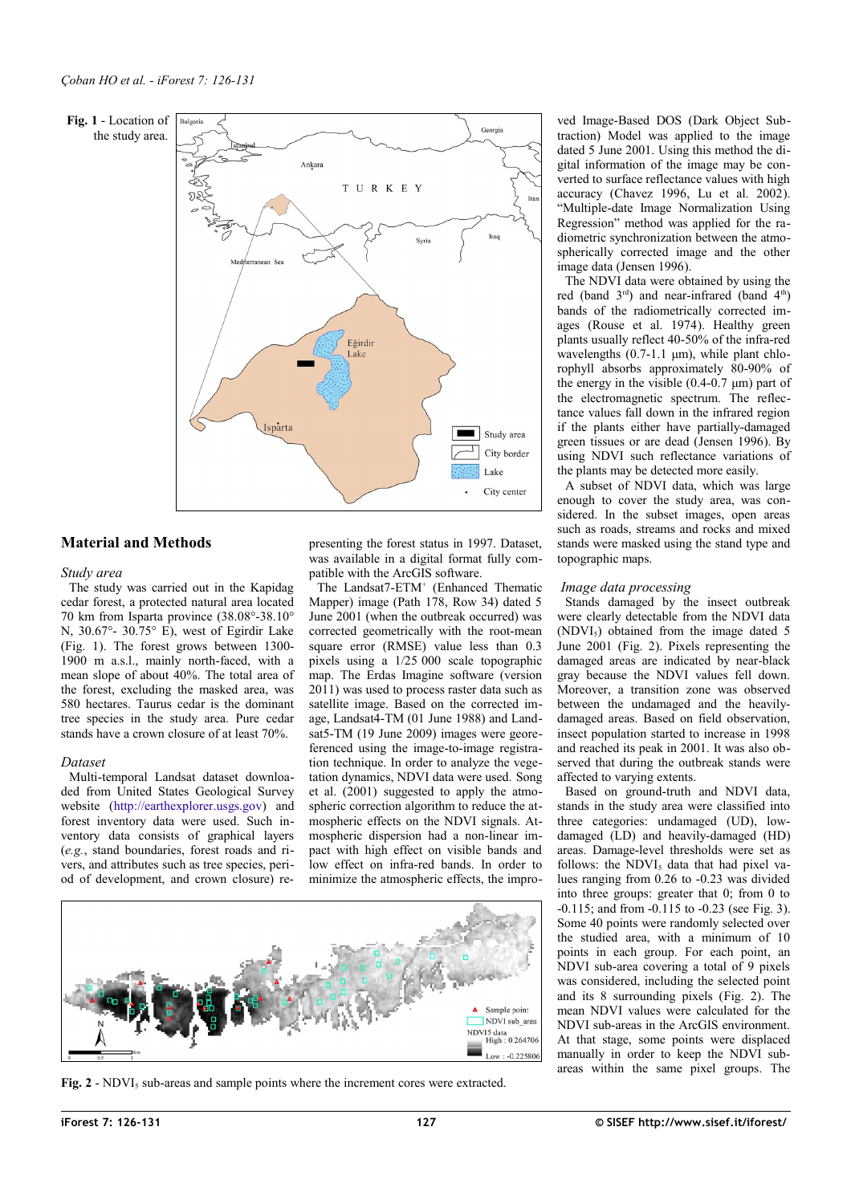**Fig. 1** - Location of the study area.

## Material and Methods

### *Study area*

The study was carried out in the Kapidag cedar forest, a protected natural area located 70 km from Isparta province (38.08°-38.10° N, 30.67°- 30.75° E), west of Egirdir Lake (Fig. 1). The forest grows between 1300-1900 m a.s.l., mainly north-faced, with a mean slope of about 40%. The total area of the forest, excluding the masked area, was 580 hectares. Taurus cedar is the dominant tree species in the study area. Pure cedar stands have a crown closure of at least 70%.

### *Dataset*

Multi-temporal Landsat dataset downloaded from United States Geological Survey website (http://earthexplorer.usgs.gov) and forest inventory data were used. Such inventory data consists of graphical layers (*e.g.*, stand boundaries, forest roads and rivers, and attributes such as tree species, period of development, and crown closure) representing the forest status in 1997. Dataset, was available in a digital format fully compatible with the ArcGIS software.

The Landsat7-ETM+ (Enhanced Thematic Mapper) image (Path 178, Row 34) dated 5 June 2001 (when the outbreak occurred) was corrected geometrically with the root-mean square error (RMSE) value less than 0.3 pixels using a 1/25 000 scale topographic map. The Erdas Imagine software (version 2011) was used to process raster data such as satellite image. Based on the corrected image, Landsat4-TM (01 June 1988) and Landsat5-TM (19 June 2009) images were georeferenced using the image-to-image registration technique. In order to analyze the vegetation dynamics, NDVI data were used. Song et al. (2001) suggested to apply the atmospheric correction algorithm to reduce the atmospheric effects on the NDVI signals. Atmospheric dispersion had a non-linear impact with high effect on visible bands and low effect on infra-red bands. In order to minimize the atmospheric effects, the improved Image-Based DOS (Dark Object Subtraction) Model was applied to the image dated 5 June 2001. Using this method the digital information of the image may be converted to surface reflectance values with high accuracy (Chavez 1996, Lu et al. 2002). "Multiple-date Image Normalization Using Regression" method was applied for the radiometric synchronization between the atmospherically corrected image and the other image data (Jensen 1996).

The NDVI data were obtained by using the red (band 3rd) and near-infrared (band 4th) bands of the radiometrically corrected images (Rouse et al. 1974). Healthy green plants usually reflect 40-50% of the infra-red wavelengths (0.7-1.1 µm), while plant chlorophyll absorbs approximately 80-90% of the energy in the visible (0.4-0.7 µm) part of the electromagnetic spectrum. The reflectance values fall down in the infrared region if the plants either have partially-damaged green tissues or are dead (Jensen 1996). By using NDVI such reflectance variations of the plants may be detected more easily.

A subset of NDVI data, which was large enough to cover the study area, was considered. In the subset images, open areas such as roads, streams and rocks and mixed stands were masked using the stand type and topographic maps.

### *Image data processing*

Stands damaged by the insect outbreak were clearly detectable from the NDVI data ($NDVI_5$) obtained from the image dated 5 June 2001 (Fig. 2). Pixels representing the damaged areas are indicated by near-black gray because the NDVI values fell down. Moreover, a transition zone was observed between the undamaged and the heavily-damaged areas. Based on field observation, insect population started to increase in 1998 and reached its peak in 2001. It was also observed that during the outbreak stands were affected to varying extents.

Based on ground-truth and NDVI data, stands in the study area were classified into three categories: undamaged (UD), low-damaged (LD) and heavily-damaged (HD) areas. Damage-level thresholds were set as follows: the $NDVI_5$ data that had pixel values ranging from 0.26 to -0.23 was divided into three groups: greater that 0; from 0 to -0.115; and from -0.115 to -0.23 (see Fig. 3). Some 40 points were randomly selected over the studied area, with a minimum of 10 points in each group. For each point, an NDVI sub-area covering a total of 9 pixels was considered, including the selected point and its 8 surrounding pixels (Fig. 2). The mean NDVI values were calculated for the NDVI sub-areas in the ArcGIS environment. At that stage, some points were displaced manually in order to keep the NDVI sub-areas within the same pixel groups. The

**Fig. 2** - $NDVI_5$ sub-areas and sample points where the increment cores were extracted.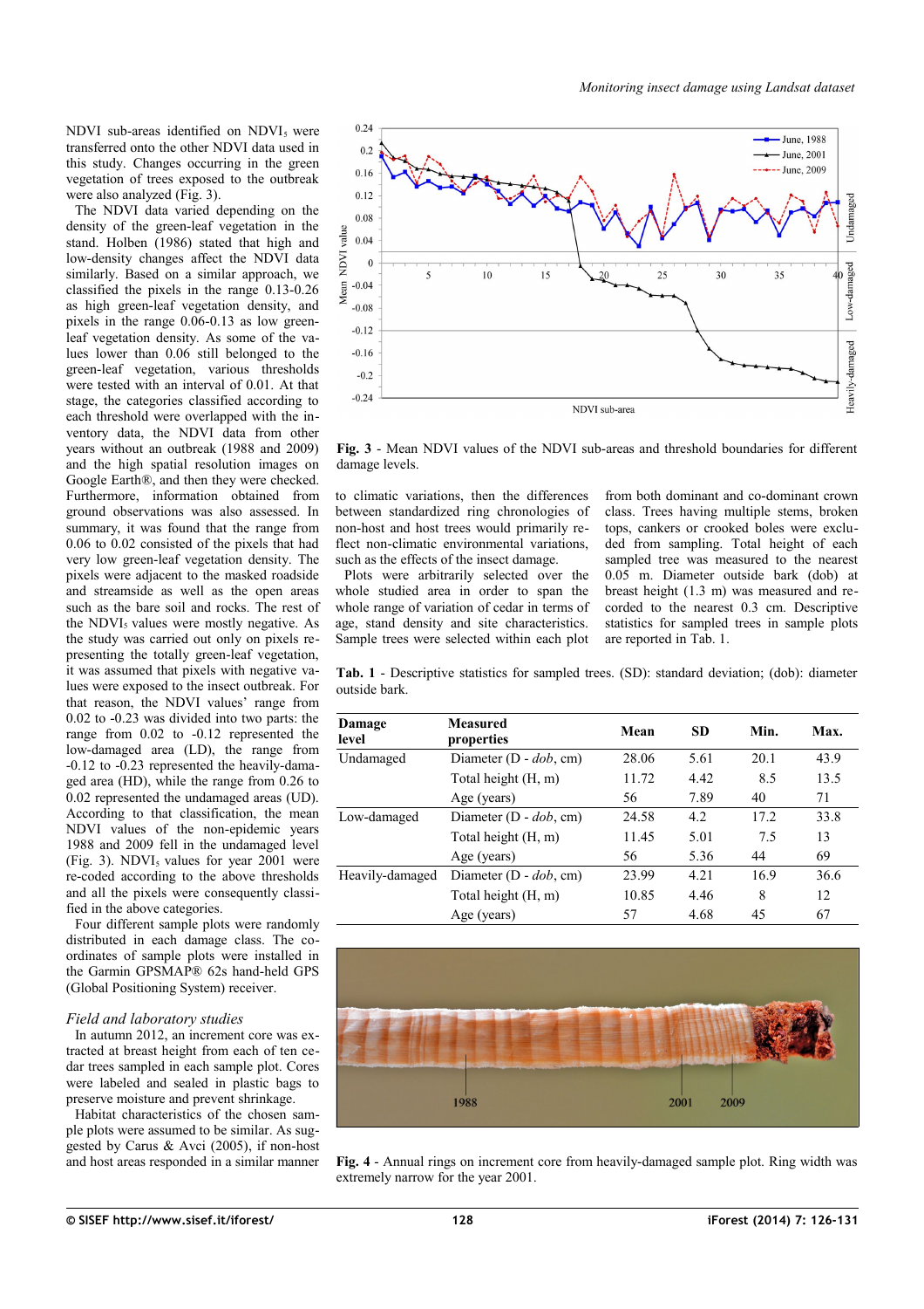NDVI sub-areas identified on $NDVI_5$ were transferred onto the other NDVI data used in this study. Changes occurring in the green vegetation of trees exposed to the outbreak were also analyzed (Fig. 3).

The NDVI data varied depending on the density of the green-leaf vegetation in the stand. Holben (1986) stated that high and low-density changes affect the NDVI data similarly. Based on a similar approach, we classified the pixels in the range 0.13-0.26 as high green-leaf vegetation density, and pixels in the range 0.06-0.13 as low green-leaf vegetation density. As some of the values lower than 0.06 still belonged to the green-leaf vegetation, various thresholds were tested with an interval of 0.01. At that stage, the categories classified according to each threshold were overlapped with the inventory data, the NDVI data from other years without an outbreak (1988 and 2009) and the high spatial resolution images on Google Earth®, and then they were checked. Furthermore, information obtained from ground observations was also assessed. In summary, it was found that the range from 0.06 to 0.02 consisted of the pixels that had very low green-leaf vegetation density. The pixels were adjacent to the masked roadside and streamside as well as the open areas such as the bare soil and rocks. The rest of the $NDVI_5$ values were mostly negative. As the study was carried out only on pixels representing the totally green-leaf vegetation, it was assumed that pixels with negative values were exposed to the insect outbreak. For that reason, the NDVI values' range from 0.02 to -0.23 was divided into two parts: the range from 0.02 to -0.12 represented the low-damaged area (LD), the range from -0.12 to -0.23 represented the heavily-damaged area (HD), while the range from 0.26 to 0.02 represented the undamaged areas (UD). According to that classification, the mean NDVI values of the non-epidemic years 1988 and 2009 fell in the undamaged level (Fig. 3). $NDVI_5$ values for year 2001 were re-coded according to the above thresholds and all the pixels were consequently classified in the above categories.

Four different sample plots were randomly distributed in each damage class. The coordinates of sample plots were installed in the Garmin GPSMAP® 62s hand-held GPS (Global Positioning System) receiver.

### *Field and laboratory studies*

In autumn 2012, an increment core was extracted at breast height from each of ten cedar trees sampled in each sample plot. Cores were labeled and sealed in plastic bags to preserve moisture and prevent shrinkage.

Habitat characteristics of the chosen sample plots were assumed to be similar. As suggested by Carus & Avci (2005), if non-host and host areas responded in a similar manner to climatic variations, then the differences between standardized ring chronologies of non-host and host trees would primarily reflect non-climatic environmental variations, such as the effects of the insect damage.

Plots were arbitrarily selected over the whole studied area in order to span the whole range of variation of cedar in terms of age, stand density and site characteristics. Sample trees were selected within each plot from both dominant and co-dominant crown class. Trees having multiple stems, broken tops, cankers or crooked boles were excluded from sampling. Total height of each sampled tree was measured to the nearest 0.05 m. Diameter outside bark (dob) at breast height (1.3 m) was measured and recorded to the nearest 0.3 cm. Descriptive statistics for sampled trees in sample plots are reported in Tab. 1.

**Fig. 3** - Mean NDVI values of the NDVI sub-areas and threshold boundaries for different damage levels.

**Tab. 1** - Descriptive statistics for sampled trees. (SD): standard deviation; (dob): diameter outside bark.

| Damage level | Measured properties | Mean | SD | Min. | Max. |
|---|---|---|---|---|---|
| Undamaged | Diameter (D - *dob*, cm) | 28.06 | 5.61 | 20.1 | 43.9 |
| | Total height (H, m) | 11.72 | 4.42 | 8.5 | 13.5 |
| | Age (years) | 56 | 7.89 | 40 | 71 |
| Low-damaged | Diameter (D - *dob*, cm) | 24.58 | 4.2 | 17.2 | 33.8 |
| | Total height (H, m) | 11.45 | 5.01 | 7.5 | 13 |
| | Age (years) | 56 | 5.36 | 44 | 69 |
| Heavily-damaged | Diameter (D - *dob*, cm) | 23.99 | 4.21 | 16.9 | 36.6 |
| | Total height (H, m) | 10.85 | 4.46 | 8 | 12 |
| | Age (years) | 57 | 4.68 | 45 | 67 |

**Fig. 4** - Annual rings on increment core from heavily-damaged sample plot. Ring width was extremely narrow for the year 2001.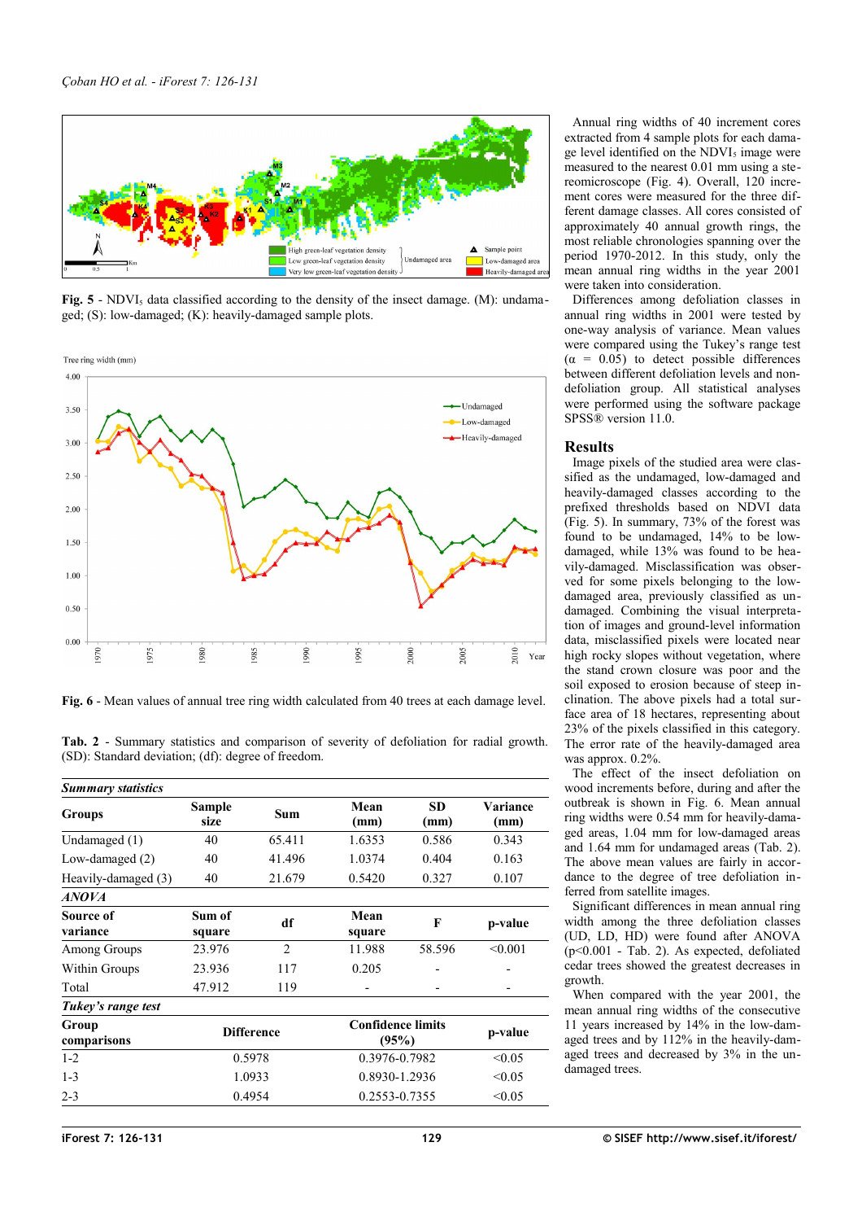Fig. 5 - NDVI$_5$ data classified according to the density of the insect damage. (M): undamaged; (S): low-damaged; (K): heavily-damaged sample plots.

Fig. 6 - Mean values of annual tree ring width calculated from 40 trees at each damage level.

Tab. 2 - Summary statistics and comparison of severity of defoliation for radial growth. (SD): Standard deviation; (df): degree of freedom.

| *Summary statistics* | | | | | |
|---|---|---|---|---|---|
| **Groups** | **Sample size** | **Sum** | **Mean (mm)** | **SD (mm)** | **Variance (mm)** |
| Undamaged (1) | 40 | 65.411 | 1.6353 | 0.586 | 0.343 |
| Low-damaged (2) | 40 | 41.496 | 1.0374 | 0.404 | 0.163 |
| Heavily-damaged (3) | 40 | 21.679 | 0.5420 | 0.327 | 0.107 |
| ***ANOVA*** | | | | | |
| **Source of variance** | **Sum of square** | **df** | **Mean square** | **F** | **p-value** |
| Among Groups | 23.976 | 2 | 11.988 | 58.596 | <0.001 |
| Within Groups | 23.936 | 117 | 0.205 | - | - |
| Total | 47.912 | 119 | - | - | - |
| ***Tukey's range test*** | | | | | |
| **Group comparisons** | **Difference** | | **Confidence limits (95%)** | | **p-value** |
| 1-2 | 0.5978 | | 0.3976-0.7982 | | <0.05 |
| 1-3 | 1.0933 | | 0.8930-1.2936 | | <0.05 |
| 2-3 | 0.4954 | | 0.2553-0.7355 | | <0.05 |

Annual ring widths of 40 increment cores extracted from 4 sample plots for each damage level identified on the NDVI$_5$ image were measured to the nearest 0.01 mm using a stereomicroscope (Fig. 4). Overall, 120 increment cores were measured for the three different damage classes. All cores consisted of approximately 40 annual growth rings, the most reliable chronologies spanning over the period 1970-2012. In this study, only the mean annual ring widths in the year 2001 were taken into consideration.

Differences among defoliation classes in annual ring widths in 2001 were tested by one-way analysis of variance. Mean values were compared using the Tukey's range test ($\alpha = 0.05$) to detect possible differences between different defoliation levels and non-defoliation group. All statistical analyses were performed using the software package SPSS® version 11.0.

## Results

Image pixels of the studied area were classified as the undamaged, low-damaged and heavily-damaged classes according to the prefixed thresholds based on NDVI data (Fig. 5). In summary, 73% of the forest was found to be undamaged, 14% to be low-damaged, while 13% was found to be heavily-damaged. Misclassification was observed for some pixels belonging to the low-damaged area, previously classified as undamaged. Combining the visual interpretation of images and ground-level information data, misclassified pixels were located near high rocky slopes without vegetation, where the stand crown closure was poor and the soil exposed to erosion because of steep inclination. The above pixels had a total surface area of 18 hectares, representing about 23% of the pixels classified in this category. The error rate of the heavily-damaged area was approx. 0.2%.

The effect of the insect defoliation on wood increments before, during and after the outbreak is shown in Fig. 6. Mean annual ring widths were 0.54 mm for heavily-damaged areas, 1.04 mm for low-damaged areas and 1.64 mm for undamaged areas (Tab. 2). The above mean values are fairly in accordance to the degree of tree defoliation inferred from satellite images.

Significant differences in mean annual ring width among the three defoliation classes (UD, LD, HD) were found after ANOVA ($p<0.001$ - Tab. 2). As expected, defoliated cedar trees showed the greatest decreases in growth.

When compared with the year 2001, the mean annual ring widths of the consecutive 11 years increased by 14% in the low-damaged trees and by 112% in the heavily-damaged trees and decreased by 3% in the undamaged trees.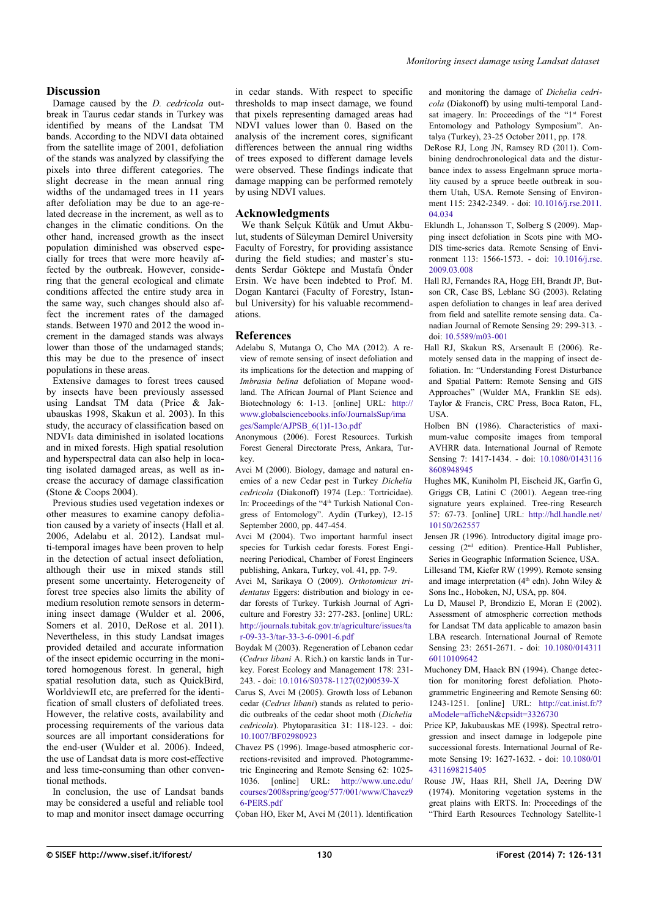## Discussion

Damage caused by the *D. cedricola* outbreak in Taurus cedar stands in Turkey was identified by means of the Landsat TM bands. According to the NDVI data obtained from the satellite image of 2001, defoliation of the stands was analyzed by classifying the pixels into three different categories. The slight decrease in the mean annual ring widths of the undamaged trees in 11 years after defoliation may be due to an age-related decrease in the increment, as well as to changes in the climatic conditions. On the other hand, increased growth as the insect population diminished was observed especially for trees that were more heavily affected by the outbreak. However, considering that the general ecological and climate conditions affected the entire study area in the same way, such changes should also affect the increment rates of the damaged stands. Between 1970 and 2012 the wood increment in the damaged stands was always lower than those of the undamaged stands; this may be due to the presence of insect populations in these areas.

Extensive damages to forest trees caused by insects have been previously assessed using Landsat TM data (Price & Jakubauskas 1998, Skakun et al. 2003). In this study, the accuracy of classification based on $NDVI_5$ data diminished in isolated locations and in mixed forests. High spatial resolution and hyperspectral data can also help in locating isolated damaged areas, as well as increase the accuracy of damage classification (Stone & Coops 2004).

Previous studies used vegetation indexes or other measures to examine canopy defoliation caused by a variety of insects (Hall et al. 2006, Adelabu et al. 2012). Landsat multi-temporal images have been proven to help in the detection of actual insect defoliation, although their use in mixed stands still present some uncertainty. Heterogeneity of forest tree species also limits the ability of medium resolution remote sensors in determining insect damage (Wulder et al. 2006, Somers et al. 2010, DeRose et al. 2011). Nevertheless, in this study Landsat images provided detailed and accurate information of the insect epidemic occurring in the monitored homogenous forest. In general, high spatial resolution data, such as QuickBird, WorldviewII etc, are preferred for the identification of small clusters of defoliated trees. However, the relative costs, availability and processing requirements of the various data sources are all important considerations for the end-user (Wulder et al. 2006). Indeed, the use of Landsat data is more cost-effective and less time-consuming than other conventional methods.

In conclusion, the use of Landsat bands may be considered a useful and reliable tool to map and monitor insect damage occurring in cedar stands. With respect to specific thresholds to map insect damage, we found that pixels representing damaged areas had NDVI values lower than 0. Based on the analysis of the increment cores, significant differences between the annual ring widths of trees exposed to different damage levels were observed. These findings indicate that damage mapping can be performed remotely by using NDVI values.

## Acknowledgments

We thank Selçuk Kütük and Umut Akbulut, students of Süleyman Demirel University Faculty of Forestry, for providing assistance during the field studies; and master's students Serdar Göktepe and Mustafa Önder Ersin. We have been indebted to Prof. M. Dogan Kantarci (Faculty of Forestry, Istanbul University) for his valuable recommendations.

## References

Adelabu S, Mutanga O, Cho MA (2012). A review of remote sensing of insect defoliation and its implications for the detection and mapping of *Imbrasia belina* defoliation of Mopane woodland. The African Journal of Plant Science and Biotechnology 6: 1-13. [online] URL: http://www.globalsciencebooks.info/JournalsSup/images/Sample/AJPSB_6(1)1-13o.pdf

Anonymous (2006). Forest Resources. Turkish Forest General Directorate Press, Ankara, Turkey.

Avci M (2000). Biology, damage and natural enemies of a new Cedar pest in Turkey *Dichelia cedricola* (Diakonoff) 1974 (Lep.: Tortricidae). In: Proceedings of the "4th Turkish National Congress of Entomology". Aydin (Turkey), 12-15 September 2000, pp. 447-454.

Avci M (2004). Two important harmful insect species for Turkish cedar forests. Forest Engineering Periodical, Chamber of Forest Engineers publishing, Ankara, Turkey, vol. 41, pp. 7-9.

Avci M, Sarikaya O (2009). *Orthotomicus tridentatus* Eggers: distribution and biology in cedar forests of Turkey. Turkish Journal of Agriculture and Forestry 33: 277-283. [online] URL: http://journals.tubitak.gov.tr/agriculture/issues/tar-09-33-3/tar-33-3-6-0901-6.pdf

Boydak M (2003). Regeneration of Lebanon cedar (*Cedrus libani* A. Rich.) on karstic lands in Turkey. Forest Ecology and Management 178: 231-243. - doi: 10.1016/S0378-1127(02)00539-X

Carus S, Avci M (2005). Growth loss of Lebanon cedar (*Cedrus libani*) stands as related to periodic outbreaks of the cedar shoot moth (*Dichelia cedricola*). Phytoparasitica 31: 118-123. - doi: 10.1007/BF02980923

Chavez PS (1996). Image-based atmospheric corrections-revisited and improved. Photogrammetric Engineering and Remote Sensing 62: 1025-1036. [online] URL: http://www.unc.edu/courses/2008spring/geog/577/001/www/Chavez96-PERS.pdf

Çoban HO, Eker M, Avci M (2011). Identification and monitoring the damage of *Dichelia cedricola* (Diakonoff) by using multi-temporal Landsat imagery. In: Proceedings of the "1st Forest Entomology and Pathology Symposium". Antalya (Turkey), 23-25 October 2011, pp. 178.

DeRose RJ, Long JN, Ramsey RD (2011). Combining dendrochronological data and the disturbance index to assess Engelmann spruce mortality caused by a spruce beetle outbreak in southern Utah, USA. Remote Sensing of Environment 115: 2342-2349. - doi: 10.1016/j.rse.2011.04.034

Eklundh L, Johansson T, Solberg S (2009). Mapping insect defoliation in Scots pine with MODIS time-series data. Remote Sensing of Environment 113: 1566-1573. - doi: 10.1016/j.rse.2009.03.008

Hall RJ, Fernandes RA, Hogg EH, Brandt JP, Butson CR, Case BS, Leblanc SG (2003). Relating aspen defoliation to changes in leaf area derived from field and satellite remote sensing data. Canadian Journal of Remote Sensing 29: 299-313. - doi: 10.5589/m03-001

Hall RJ, Skakun RS, Arsenault E (2006). Remotely sensed data in the mapping of insect defoliation. In: "Understanding Forest Disturbance and Spatial Pattern: Remote Sensing and GIS Approaches" (Wulder MA, Franklin SE eds). Taylor & Francis, CRC Press, Boca Raton, FL, USA.

Holben BN (1986). Characteristics of maximum-value composite images from temporal AVHRR data. International Journal of Remote Sensing 7: 1417-1434. - doi: 10.1080/01431168608948945

Hughes MK, Kuniholm PI, Eischeid JK, Garfin G, Griggs CB, Latini C (2001). Aegean tree-ring signature years explained. Tree-ring Research 57: 67-73. [online] URL: http://hdl.handle.net/10150/262557

Jensen JR (1996). Introductory digital image processing (2nd edition). Prentice-Hall Publisher, Series in Geographic Information Science, USA.

Lillesand TM, Kiefer RW (1999). Remote sensing and image interpretation (4th edn). John Wiley & Sons Inc., Hoboken, NJ, USA, pp. 804.

Lu D, Mausel P, Brondizio E, Moran E (2002). Assessment of atmospheric correction methods for Landsat TM data applicable to amazon basin LBA research. International Journal of Remote Sensing 23: 2651-2671. - doi: 10.1080/01431160110109642

Muchoney DM, Haack BN (1994). Change detection for monitoring forest defoliation. Photogrammetric Engineering and Remote Sensing 60: 1243-1251. [online] URL: http://cat.inist.fr/?aModele=afficheN&cpsidt=3326730

Price KP, Jakubauskas ME (1998). Spectral retrogression and insect damage in lodgepole pine successional forests. International Journal of Remote Sensing 19: 1627-1632. - doi: 10.1080/014311698215405

Rouse JW, Haas RH, Shell JA, Deering DW (1974). Monitoring vegetation systems in the great plains with ERTS. In: Proceedings of the "Third Earth Resources Technology Satellite-1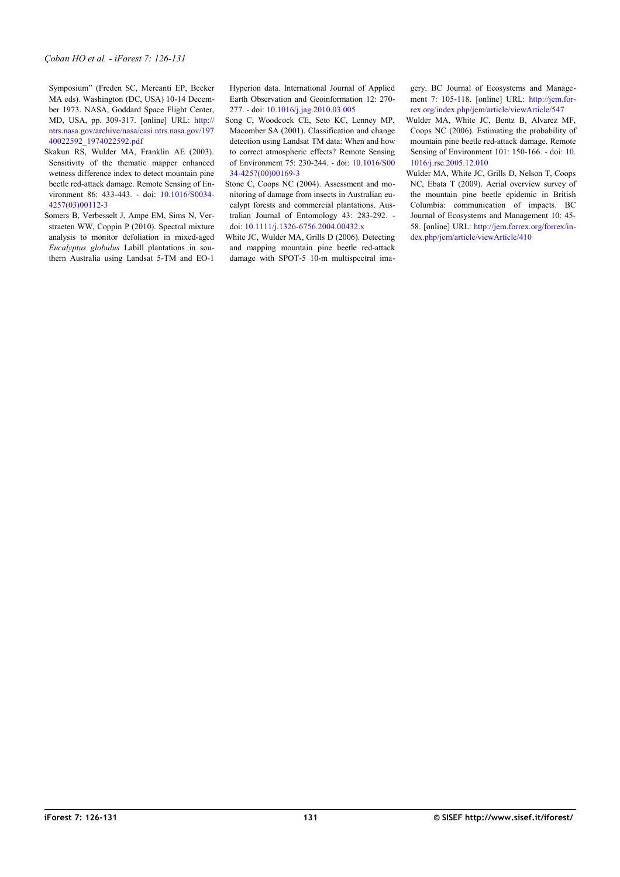Symposium" (Freden SC, Mercanti EP, Becker MA eds). Washington (DC, USA) 10-14 December 1973. NASA, Goddard Space Flight Center, MD, USA, pp. 309-317. [online] URL: http://ntrs.nasa.gov/archive/nasa/casi.ntrs.nasa.gov/19740022592_1974022592.pdf

Skakun RS, Wulder MA, Franklin AE (2003). Sensitivity of the thematic mapper enhanced wetness difference index to detect mountain pine beetle red-attack damage. Remote Sensing of Environment 86: 433-443. - doi: 10.1016/S0034-4257(03)00112-3

Somers B, Verbesselt J, Ampe EM, Sims N, Verstraeten WW, Coppin P (2010). Spectral mixture analysis to monitor defoliation in mixed-aged *Eucalyptus globulus* Labill plantations in southern Australia using Landsat 5-TM and EO-1 Hyperion data. International Journal of Applied Earth Observation and Geoinformation 12: 270-277. - doi: 10.1016/j.jag.2010.03.005

Song C, Woodcock CE, Seto KC, Lenney MP, Macomber SA (2001). Classification and change detection using Landsat TM data: When and how to correct atmospheric effects? Remote Sensing of Environment 75: 230-244. - doi: 10.1016/S0034-4257(00)00169-3

Stone C, Coops NC (2004). Assessment and monitoring of damage from insects in Australian eucalypt forests and commercial plantations. Australian Journal of Entomology 43: 283-292. - doi: 10.1111/j.1326-6756.2004.00432.x

White JC, Wulder MA, Grills D (2006). Detecting and mapping mountain pine beetle red-attack damage with SPOT-5 10-m multispectral imagery. BC Journal of Ecosystems and Management 7: 105-118. [online] URL: http://jem.forrex.org/index.php/jem/article/viewArticle/547

Wulder MA, White JC, Bentz B, Alvarez MF, Coops NC (2006). Estimating the probability of mountain pine beetle red-attack damage. Remote Sensing of Environment 101: 150-166. - doi: 10.1016/j.rse.2005.12.010

Wulder MA, White JC, Grills D, Nelson T, Coops NC, Ebata T (2009). Aerial overview survey of the mountain pine beetle epidemic in British Columbia: communication of impacts. BC Journal of Ecosystems and Management 10: 45-58. [online] URL: http://jem.forrex.org/forrex/index.php/jem/article/viewArticle/410